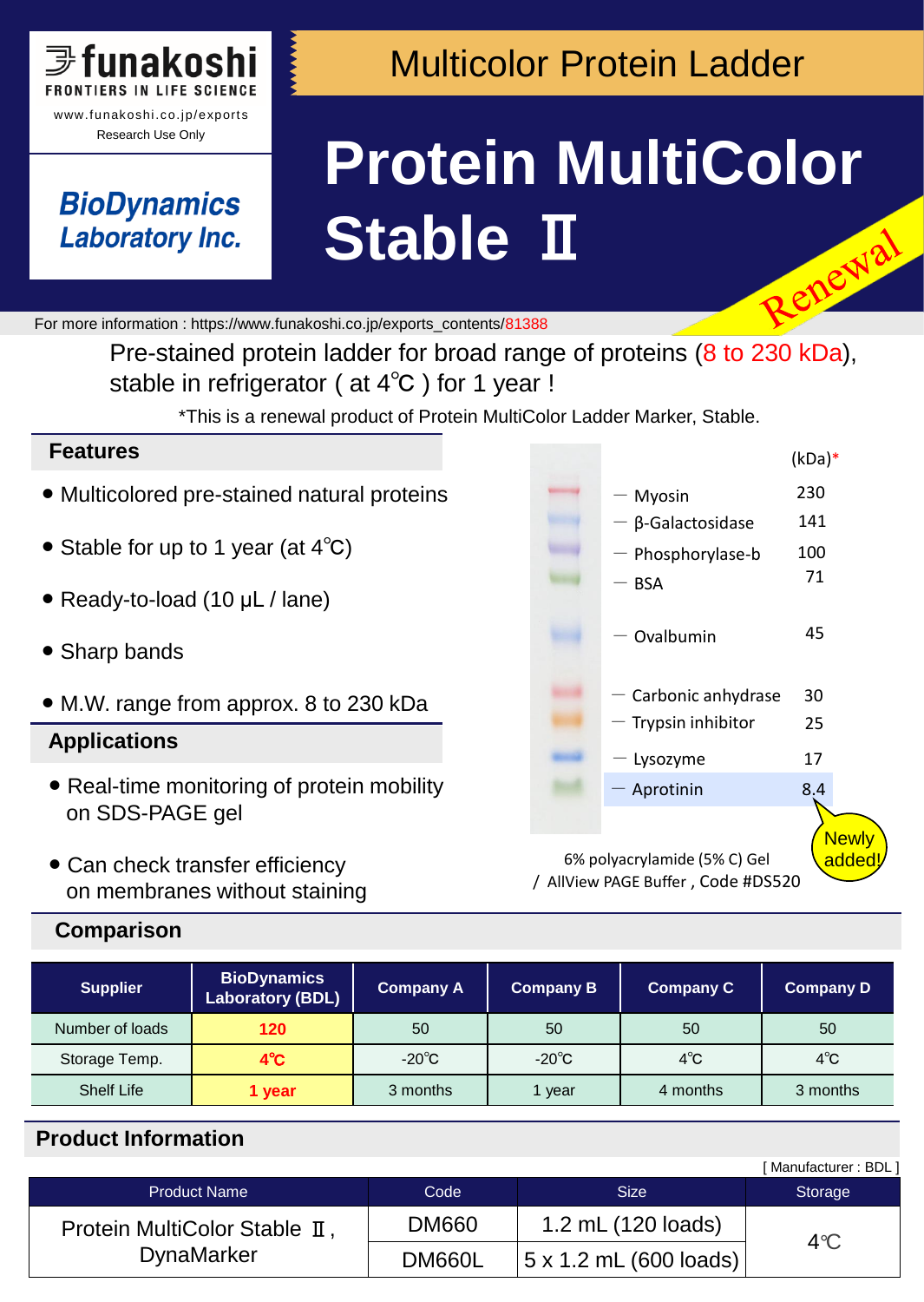funakoshi
FRONTIERS IN LIFE SCIENCE
www.funakoshi.co.jp/exports
Research Use Only

BioDynamics Laboratory Inc.

Multicolor Protein Ladder

# Protein MultiColor Stable Ⅱ

Renewal

For more information : https://www.funakoshi.co.jp/exports_contents/81388

Pre-stained protein ladder for broad range of proteins (8 to 230 kDa), stable in refrigerator ( at 4℃ ) for 1 year !

*This is a renewal product of Protein MultiColor Ladder Marker, Stable.

## Features

- Multicolored pre-stained natural proteins
- Stable for up to 1 year (at 4℃)
- Ready-to-load (10 μL / lane)
- Sharp bands
- M.W. range from approx. 8 to 230 kDa

## Applications

- Real-time monitoring of protein mobility on SDS-PAGE gel
- Can check transfer efficiency on membranes without staining

(kDa)*
Myosin 230
β-Galactosidase 141
Phosphorylase-b 100
BSA 71
Ovalbumin 45
Carbonic anhydrase 30
Trypsin inhibitor 25
Lysozyme 17
Aprotinin 8.4
Newly added!

6% polyacrylamide (5% C) Gel / AllView PAGE Buffer , Code #DS520

## Comparison

| Supplier | BioDynamics Laboratory (BDL) | Company A | Company B | Company C | Company D |
|---|---|---|---|---|---|
| Number of loads | **120** | 50 | 50 | 50 | 50 |
| Storage Temp. | **4℃** | -20℃ | -20℃ | 4℃ | 4℃ |
| Shelf Life | **1 year** | 3 months | 1 year | 4 months | 3 months |

## Product Information

[ Manufacturer : BDL ]

| Product Name | Code | Size | Storage |
|---|---|---|---|
| Protein MultiColor Stable Ⅱ, DynaMarker | DM660 | 1.2 mL (120 loads) | 4℃ |
| | DM660L | 5 x 1.2 mL (600 loads) | |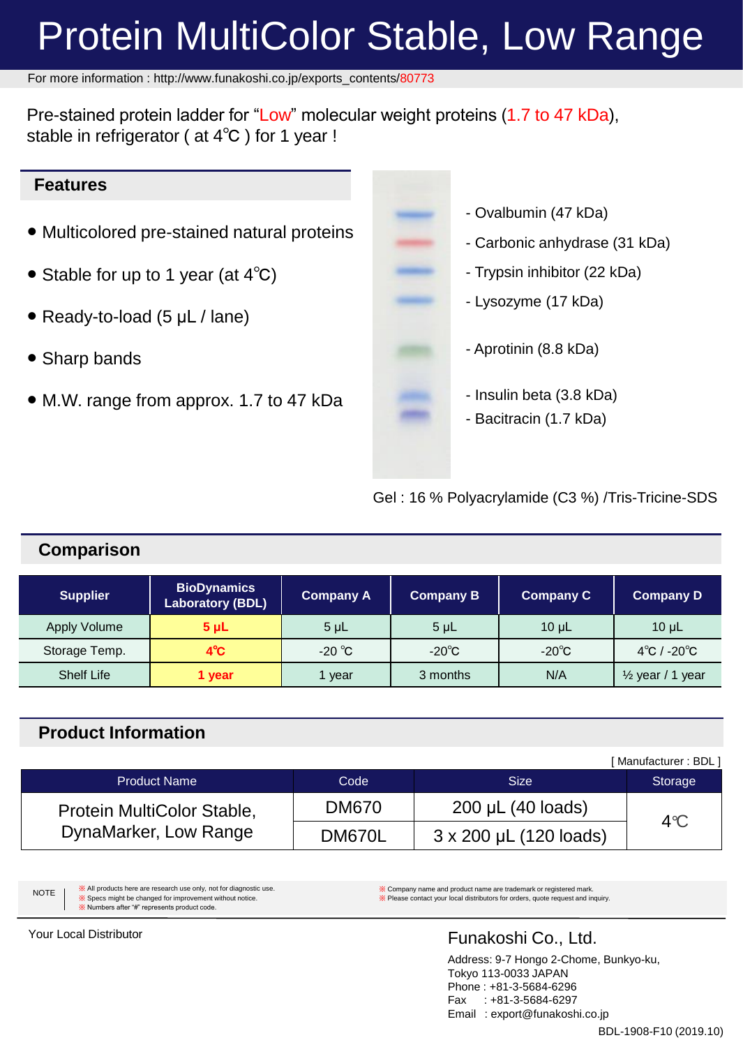# Protein MultiColor Stable, Low Range

For more information : http://www.funakoshi.co.jp/exports_contents/80773

Pre-stained protein ladder for "Low" molecular weight proteins (1.7 to 47 kDa), stable in refrigerator ( at 4℃ ) for 1 year !

## Features

- Multicolored pre-stained natural proteins
- Stable for up to 1 year (at 4℃)
- Ready-to-load (5 μL / lane)
- Sharp bands
- M.W. range from approx. 1.7 to 47 kDa

- Ovalbumin (47 kDa)
- Carbonic anhydrase (31 kDa)
- Trypsin inhibitor (22 kDa)
- Lysozyme (17 kDa)
- Aprotinin (8.8 kDa)
- Insulin beta (3.8 kDa)
- Bacitracin (1.7 kDa)

Gel : 16 % Polyacrylamide (C3 %) /Tris-Tricine-SDS

## Comparison

| Supplier | BioDynamics Laboratory (BDL) | Company A | Company B | Company C | Company D |
|---|---|---|---|---|---|
| Apply Volume | **5 μL** | 5 μL | 5 μL | 10 μL | 10 μL |
| Storage Temp. | **4℃** | -20 ℃ | -20℃ | -20℃ | 4℃ / -20℃ |
| Shelf Life | **1 year** | 1 year | 3 months | N/A | ½ year / 1 year |

## Product Information

[ Manufacturer : BDL ]

| Product Name | Code | Size | Storage |
|---|---|---|---|
| Protein MultiColor Stable, DynaMarker, Low Range | DM670 | 200 μL (40 loads) | 4℃ |
| | DM670L | 3 x 200 μL (120 loads) | |

NOTE
※ All products here are research use only, not for diagnostic use.
※ Specs might be changed for improvement without notice.
※ Numbers after "#" represents product code.
※ Company name and product name are trademark or registered mark.
※ Please contact your local distributors for orders, quote request and inquiry.

Your Local Distributor

**Funakoshi Co., Ltd.**

Address: 9-7 Hongo 2-Chome, Bunkyo-ku,
Tokyo 113-0033 JAPAN
Phone : +81-3-5684-6296
Fax : +81-3-5684-6297
Email : export@funakoshi.co.jp

BDL-1908-F10 (2019.10)